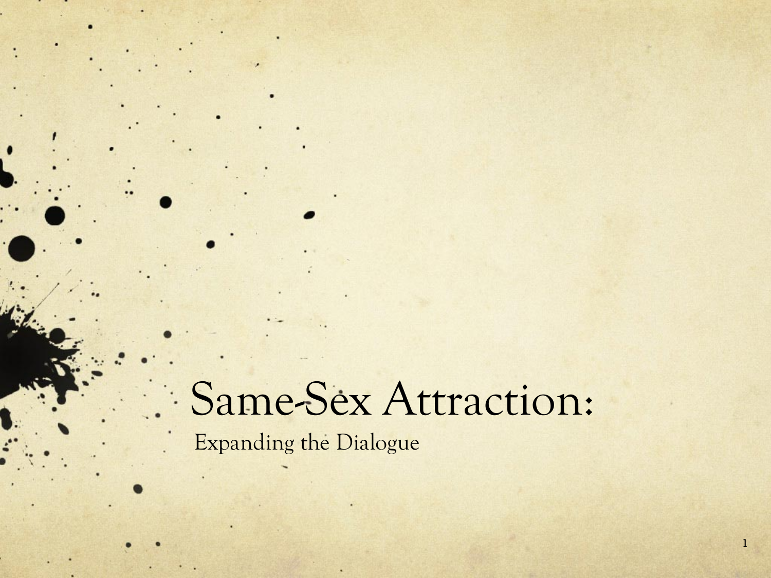# Same-Sex Attraction:

Expanding the Dialogue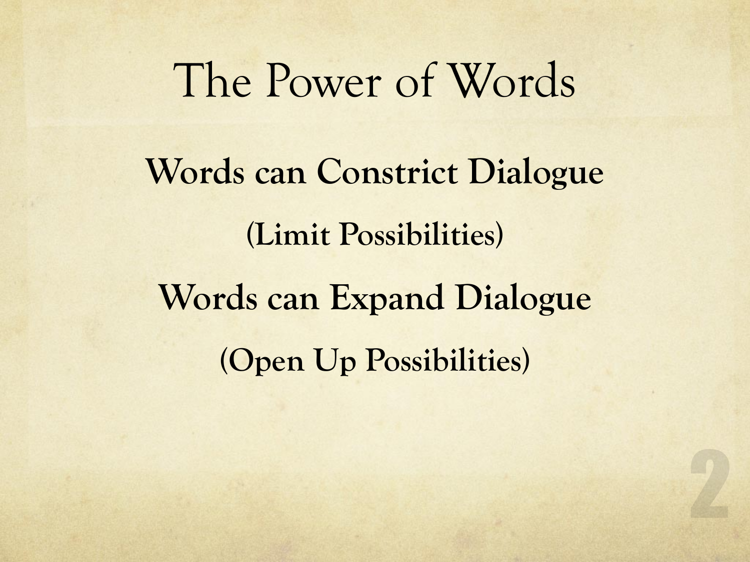# The Power of Words

**Words can Constrict Dialogue**

**(Limit Possibilities)**

**Words can Expand Dialogue**

**(Open Up Possibilities)**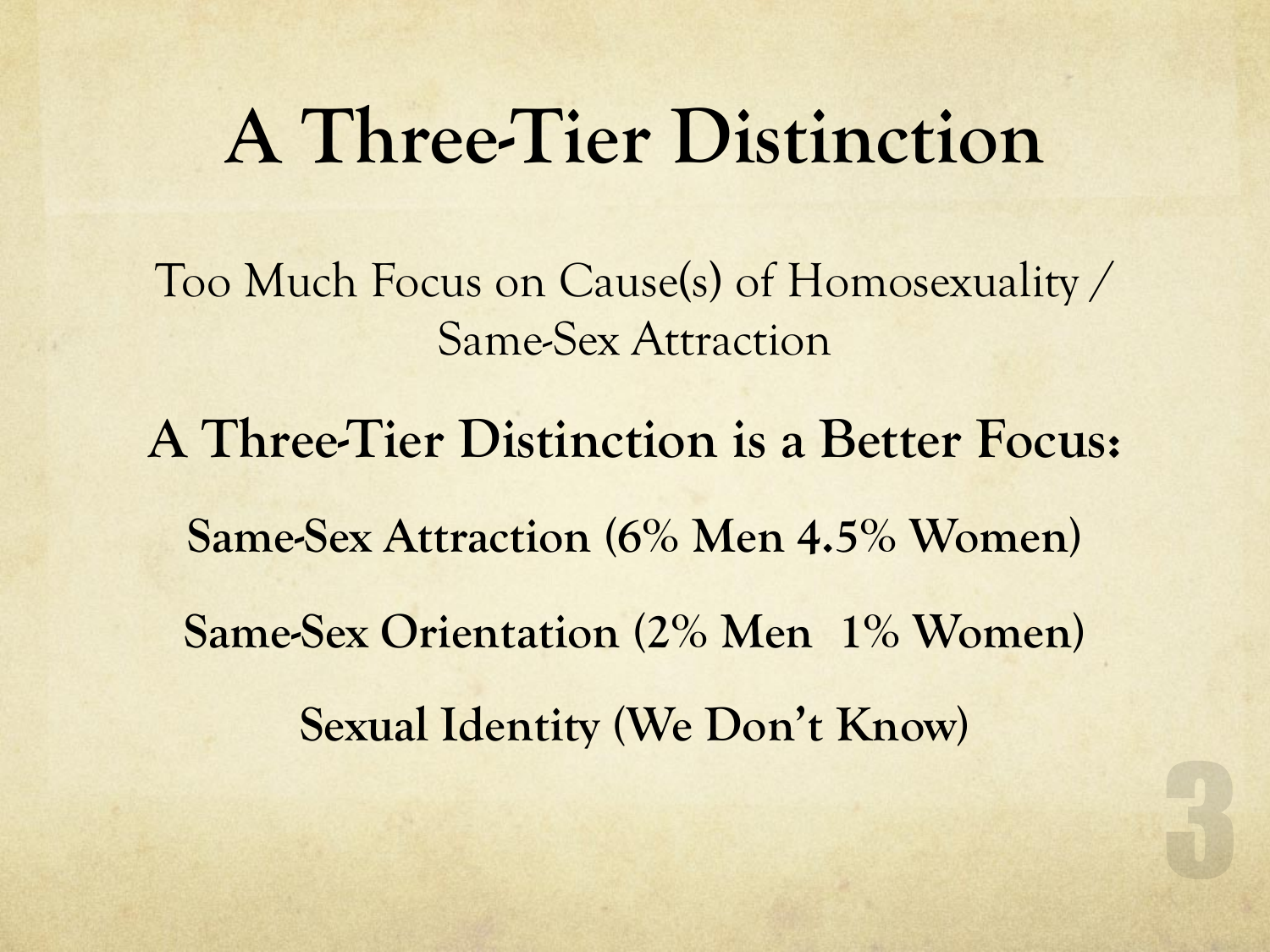# A Three-Tier Distinction

Too Much Focus on Cause(s) of Homosexuality / Same-Sex Attraction

## A Three-Tier Distinction is a Better Focus:

**Same-Sex Attraction (6% Men 4.5% Women)**

**Same-Sex Orientation (2% Men 1% Women)**

**Sexual Identity (We Don't Know)**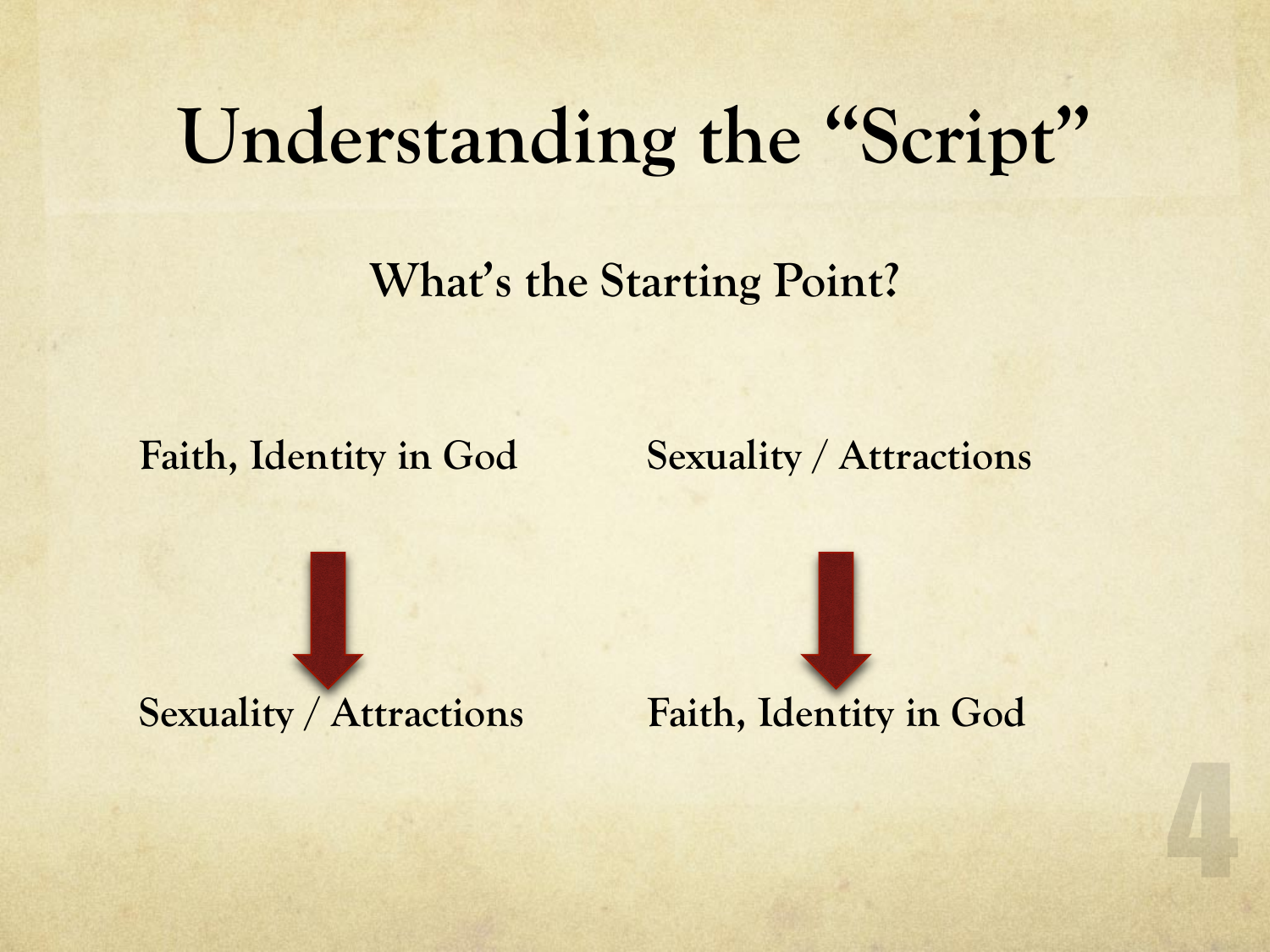# Understanding the "Script"

## What's the Starting Point?

| | |
|---|---|
| **Faith, Identity in God** | **Sexuality / Attractions** |
| ↓ | ↓ |
| **Sexuality / Attractions** | **Faith, Identity in God** |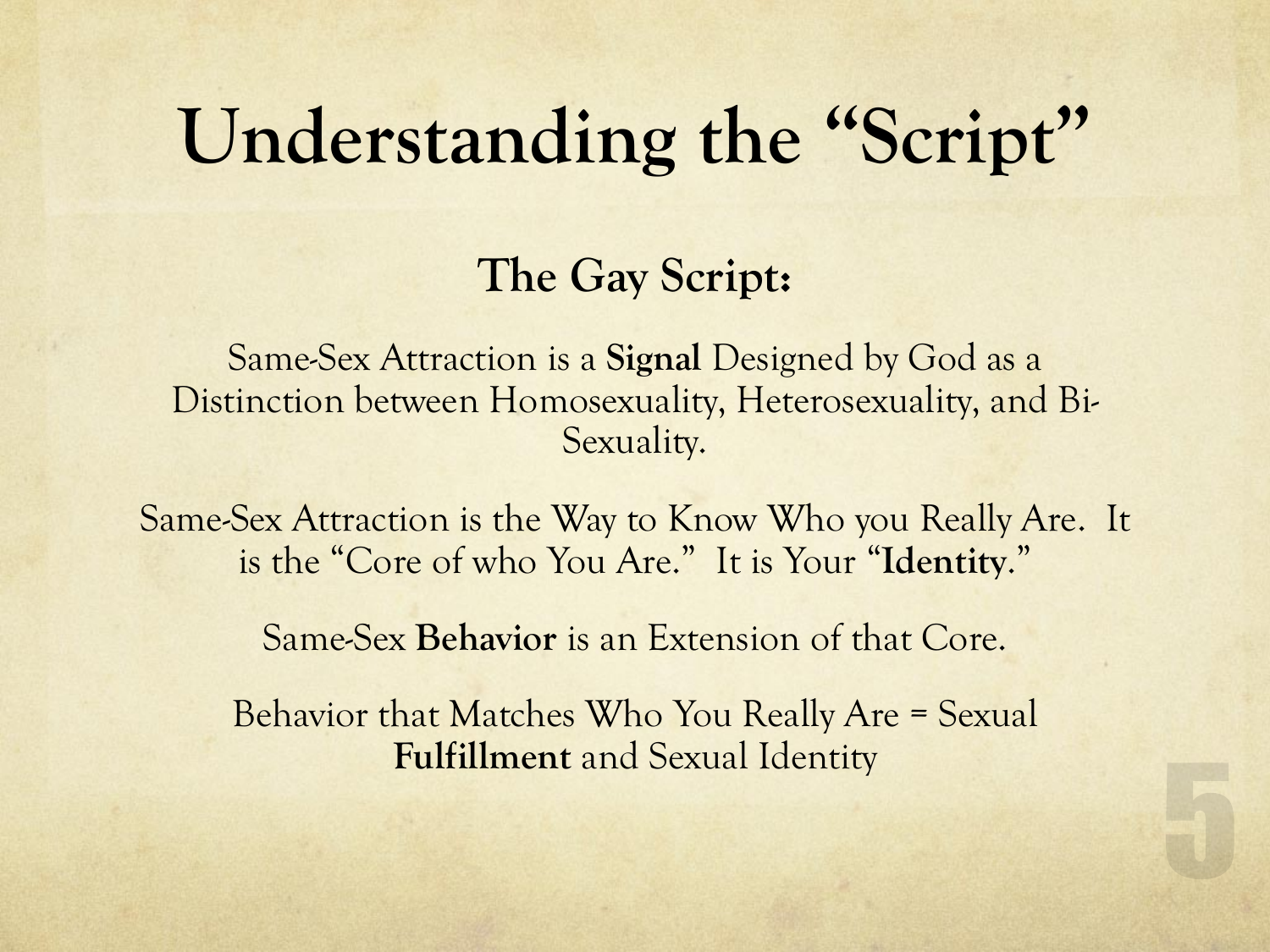# Understanding the "Script"

## The Gay Script:

Same-Sex Attraction is a **Signal** Designed by God as a Distinction between Homosexuality, Heterosexuality, and Bi-Sexuality.

Same-Sex Attraction is the Way to Know Who you Really Are. It is the "Core of who You Are." It is Your "**Identity**."

Same-Sex **Behavior** is an Extension of that Core.

Behavior that Matches Who You Really Are = Sexual **Fulfillment** and Sexual Identity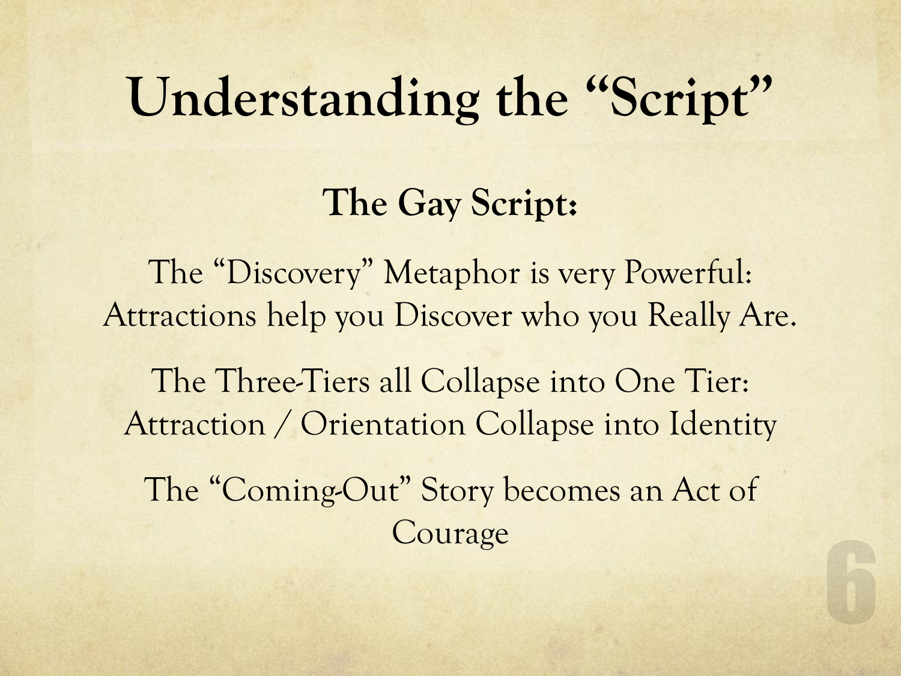# Understanding the "Script"

## The Gay Script:

The "Discovery" Metaphor is very Powerful: Attractions help you Discover who you Really Are.

The Three-Tiers all Collapse into One Tier: Attraction / Orientation Collapse into Identity

The "Coming-Out" Story becomes an Act of Courage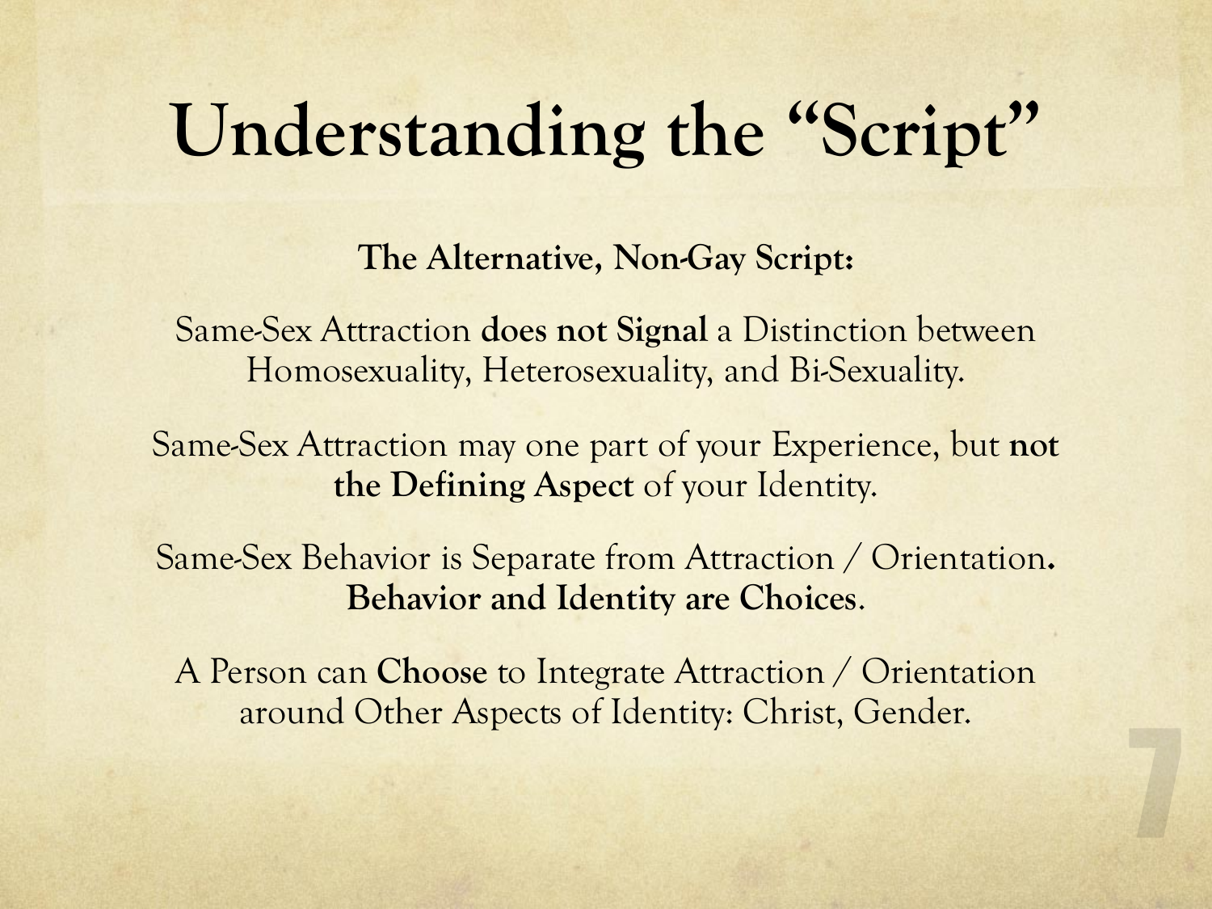# Understanding the "Script"

**The Alternative, Non-Gay Script:**

Same-Sex Attraction **does not Signal** a Distinction between Homosexuality, Heterosexuality, and Bi-Sexuality.

Same-Sex Attraction may one part of your Experience, but **not the Defining Aspect** of your Identity.

Same-Sex Behavior is Separate from Attraction / Orientation**. Behavior and Identity are Choices**.

A Person can **Choose** to Integrate Attraction / Orientation around Other Aspects of Identity: Christ, Gender.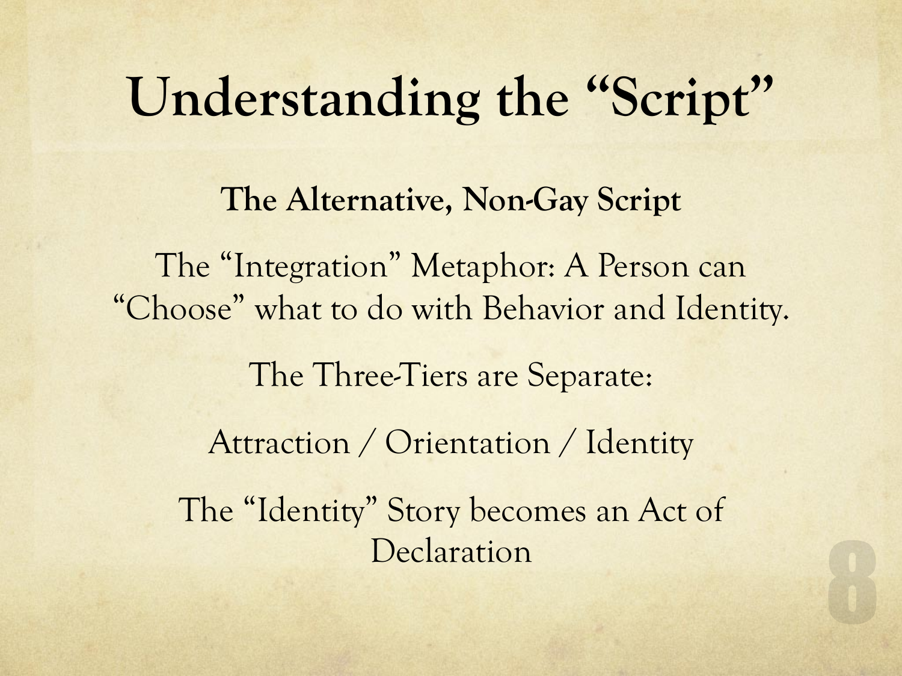# Understanding the "Script"

**The Alternative, Non-Gay Script**

The "Integration" Metaphor: A Person can "Choose" what to do with Behavior and Identity.

The Three-Tiers are Separate:

Attraction / Orientation / Identity

The "Identity" Story becomes an Act of Declaration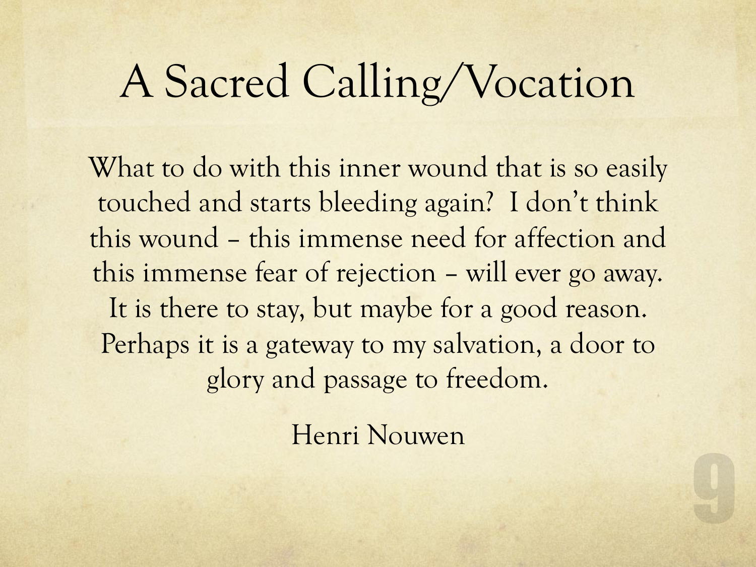# A Sacred Calling/Vocation

What to do with this inner wound that is so easily touched and starts bleeding again? I don't think this wound – this immense need for affection and this immense fear of rejection – will ever go away. It is there to stay, but maybe for a good reason. Perhaps it is a gateway to my salvation, a door to glory and passage to freedom.

Henri Nouwen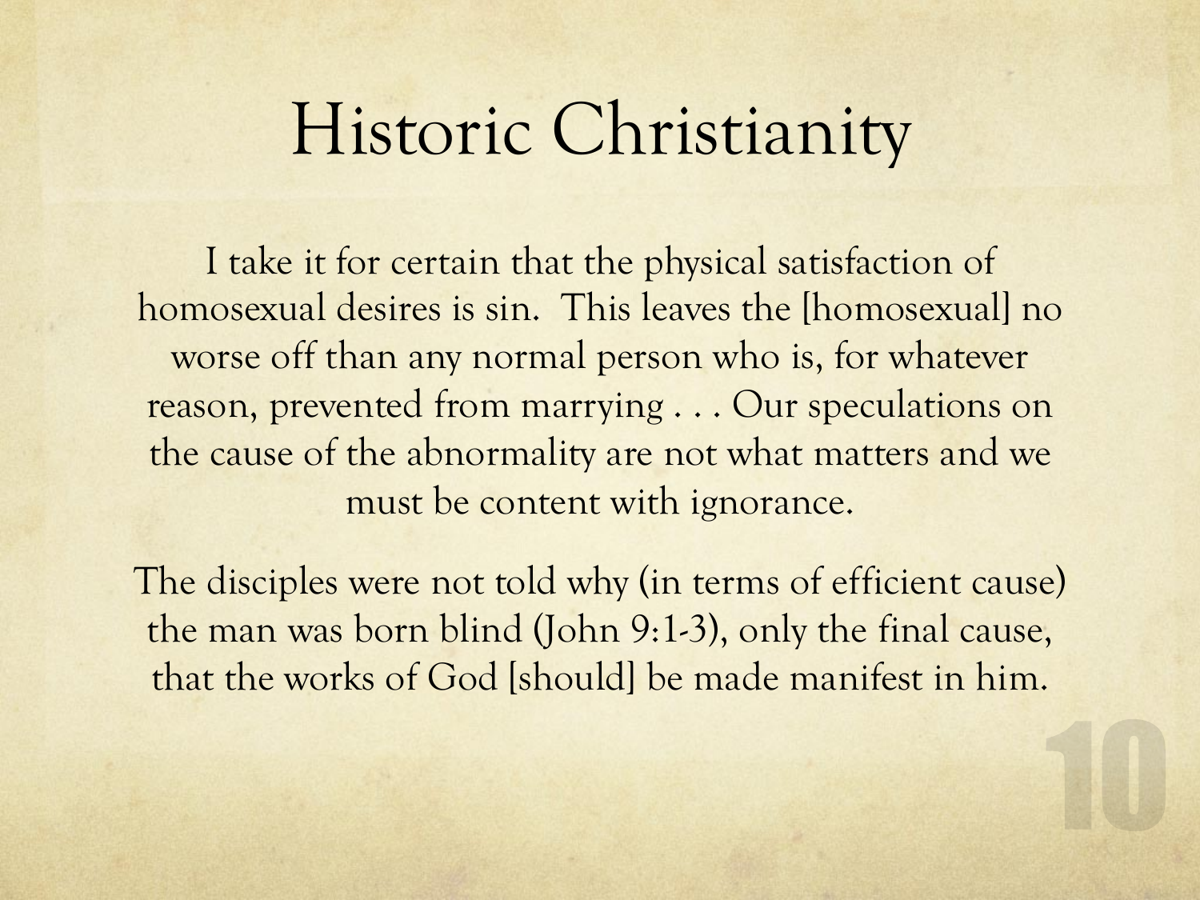# Historic Christianity

I take it for certain that the physical satisfaction of homosexual desires is sin. This leaves the [homosexual] no worse off than any normal person who is, for whatever reason, prevented from marrying . . . Our speculations on the cause of the abnormality are not what matters and we must be content with ignorance.

The disciples were not told why (in terms of efficient cause) the man was born blind (John 9:1-3), only the final cause, that the works of God [should] be made manifest in him.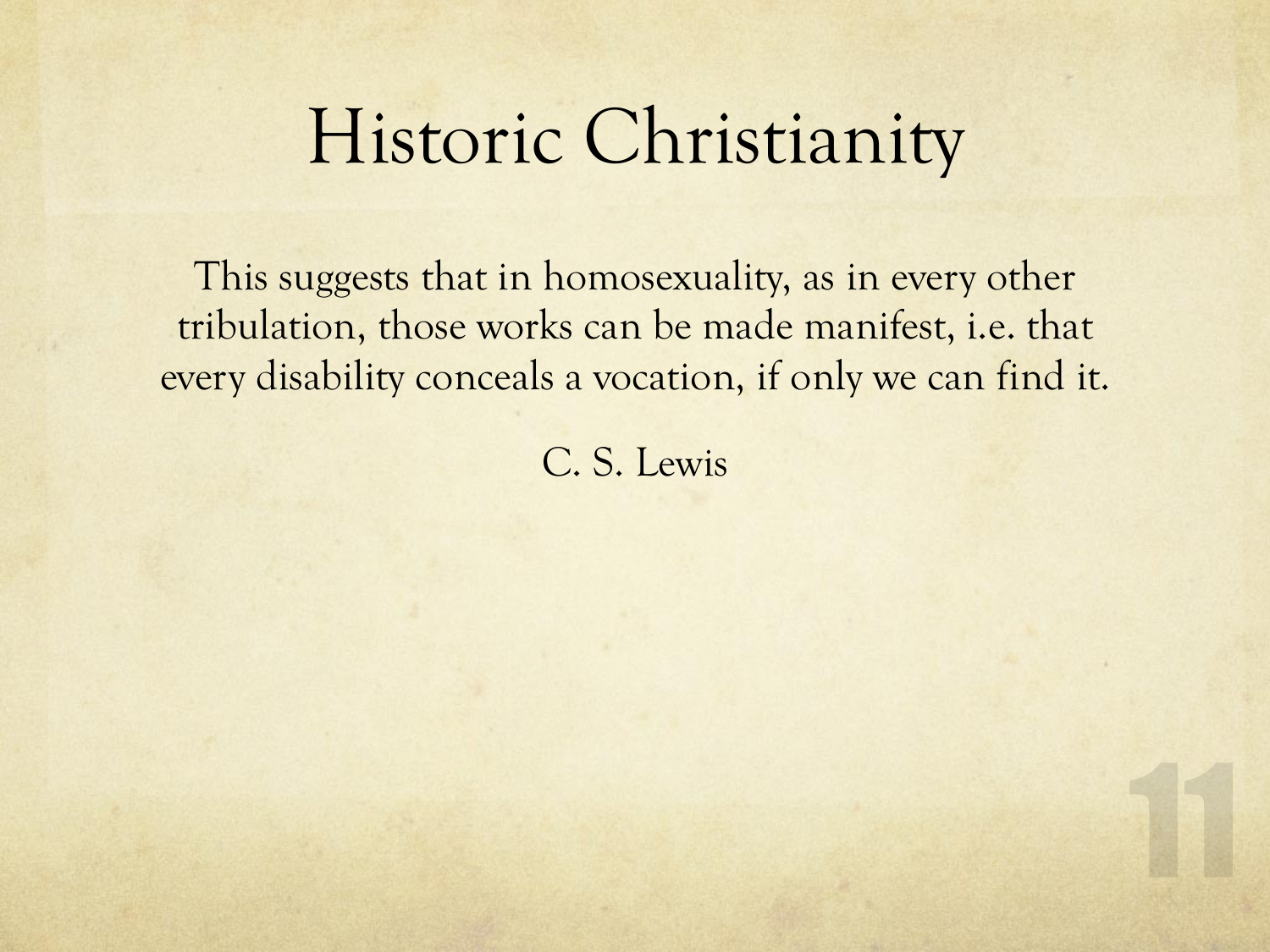# Historic Christianity

This suggests that in homosexuality, as in every other tribulation, those works can be made manifest, i.e. that every disability conceals a vocation, if only we can find it.

C. S. Lewis